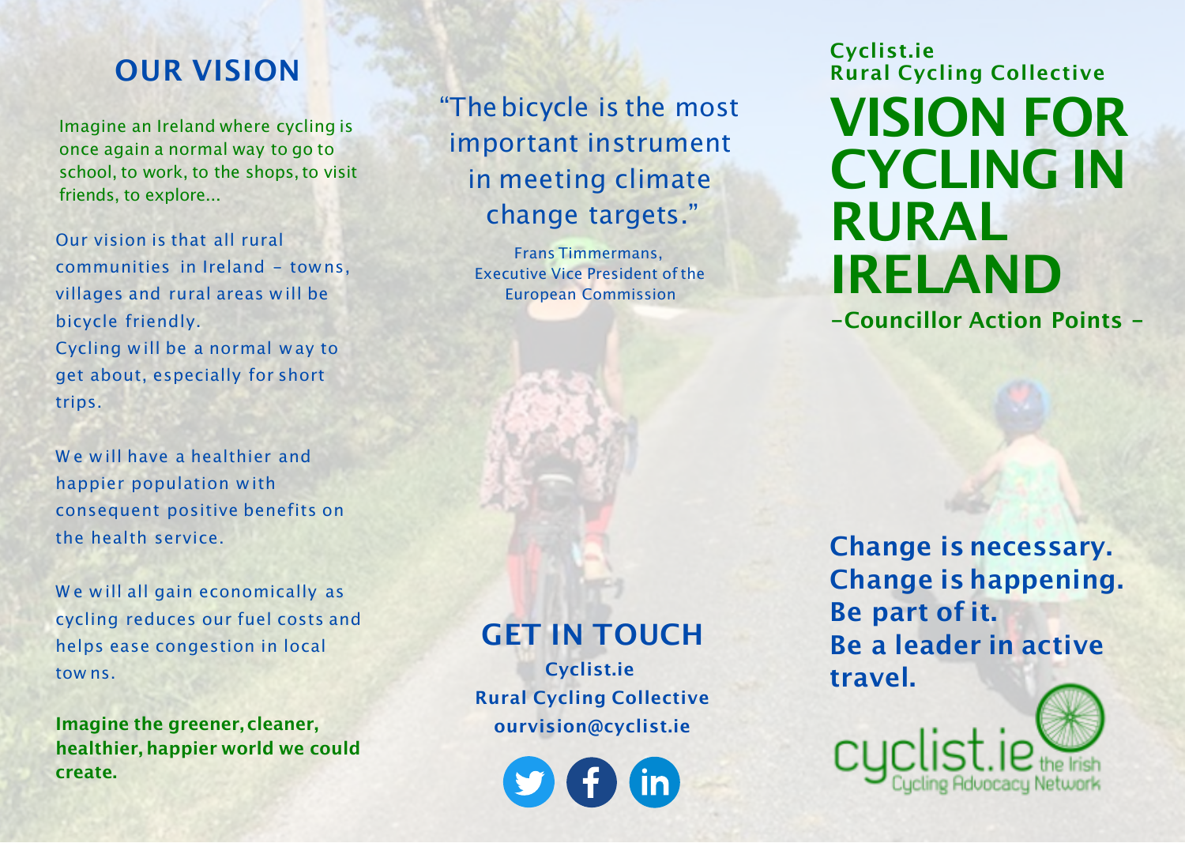## OUR VISION

Imagine an Ireland where cycling is once again a normal way to go to school, to work, to the shops, to visit friends, to explore...

Our vision is that all rural communities in Ireland - towns, villages and rural areas will be bicycle friendly.
Cycling will be a normal way to get about, especially for short trips.

We will have a healthier and happier population with consequent positive benefits on the health service.

We will all gain economically as cycling reduces our fuel costs and helps ease congestion in local towns.

**Imagine the greener, cleaner, healthier, happier world we could create.**

"The bicycle is the most important instrument in meeting climate change targets."

Frans Timmermans,
Executive Vice President of the European Commission

## GET IN TOUCH

**Cyclist.ie**
**Rural Cycling Collective**
**ourvision@cyclist.ie**

**Cyclist.ie**
**Rural Cycling Collective**

# VISION FOR CYCLING IN RURAL IRELAND

**-Councillor Action Points -**

**Change is necessary.**
**Change is happening.**
**Be part of it.**
**Be a leader in active travel.**

cyclist.ie the Irish Cycling Advocacy Network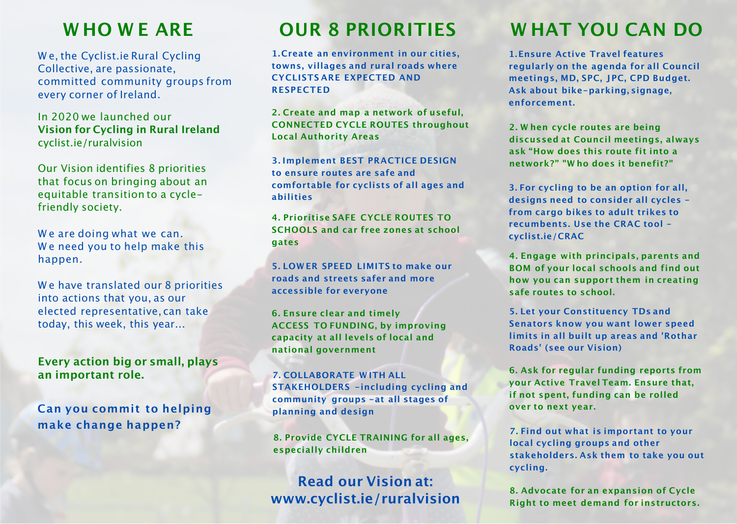## WHO WE ARE

We, the Cyclist.ie Rural Cycling Collective, are passionate, committed community groups from every corner of Ireland.

In 2020 we launched our **Vision for Cycling in Rural Ireland** cyclist.ie/ruralvision

Our Vision identifies 8 priorities that focus on bringing about an equitable transition to a cycle-friendly society.

We are doing what we can. We need you to help make this happen.

We have translated our 8 priorities into actions that you, as our elected representative, can take today, this week, this year...

**Every action big or small, plays an important role.**

**Can you commit to helping make change happen?**

## OUR 8 PRIORITIES

1. Create an environment in our cities, towns, villages and rural roads where CYCLISTS ARE EXPECTED AND RESPECTED
2. Create and map a network of useful, CONNECTED CYCLE ROUTES throughout Local Authority Areas
3. Implement BEST PRACTICE DESIGN to ensure routes are safe and comfortable for cyclists of all ages and abilities
4. Prioritise SAFE CYCLE ROUTES TO SCHOOLS and car free zones at school gates
5. LOWER SPEED LIMITS to make our roads and streets safer and more accessible for everyone
6. Ensure clear and timely ACCESS TO FUNDING, by improving capacity at all levels of local and national government
7. COLLABORATE WITH ALL STAKEHOLDERS -including cycling and community groups -at all stages of planning and design
8. Provide CYCLE TRAINING for all ages, especially children

**Read our Vision at: www.cyclist.ie/ruralvision**

## WHAT YOU CAN DO

1. Ensure Active Travel features regularly on the agenda for all Council meetings, MD, SPC, JPC, CPD Budget. Ask about bike-parking, signage, enforcement.
2. When cycle routes are being discussed at Council meetings, always ask "How does this route fit into a network?" "Who does it benefit?"
3. For cycling to be an option for all, designs need to consider all cycles - from cargo bikes to adult trikes to recumbents. Use the CRAC tool - cyclist.ie/CRAC
4. Engage with principals, parents and BOM of your local schools and find out how you can support them in creating safe routes to school.
5. Let your Constituency TDs and Senators know you want lower speed limits in all built up areas and 'Rothar Roads' (see our Vision)
6. Ask for regular funding reports from your Active Travel Team. Ensure that, if not spent, funding can be rolled over to next year.
7. Find out what is important to your local cycling groups and other stakeholders. Ask them to take you out cycling.
8. Advocate for an expansion of Cycle Right to meet demand for instructors.